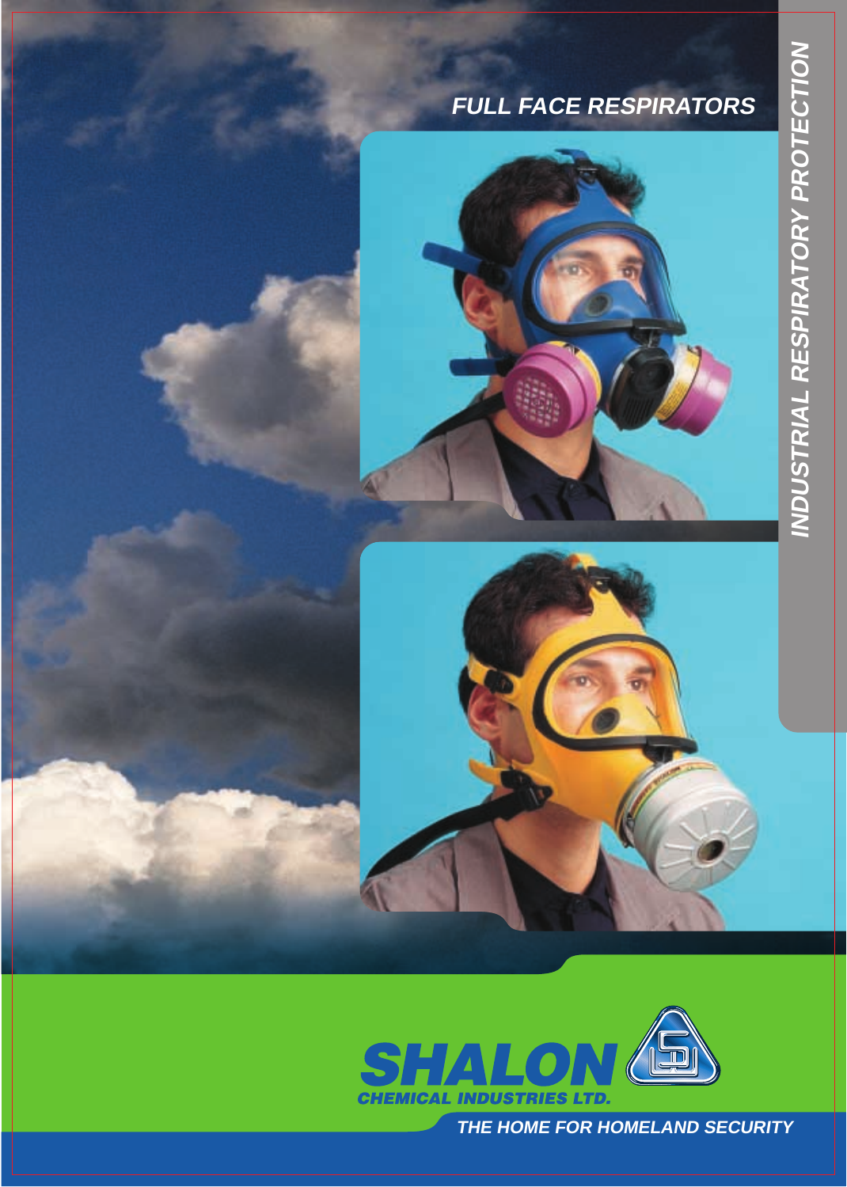# FULL FACE RESPIRATORS

INDUSTRIAL RESPIRATORY PROTECTION

SHALON

CHEMICAL INDUSTRIES LTD.

THE HOME FOR HOMELAND SECURITY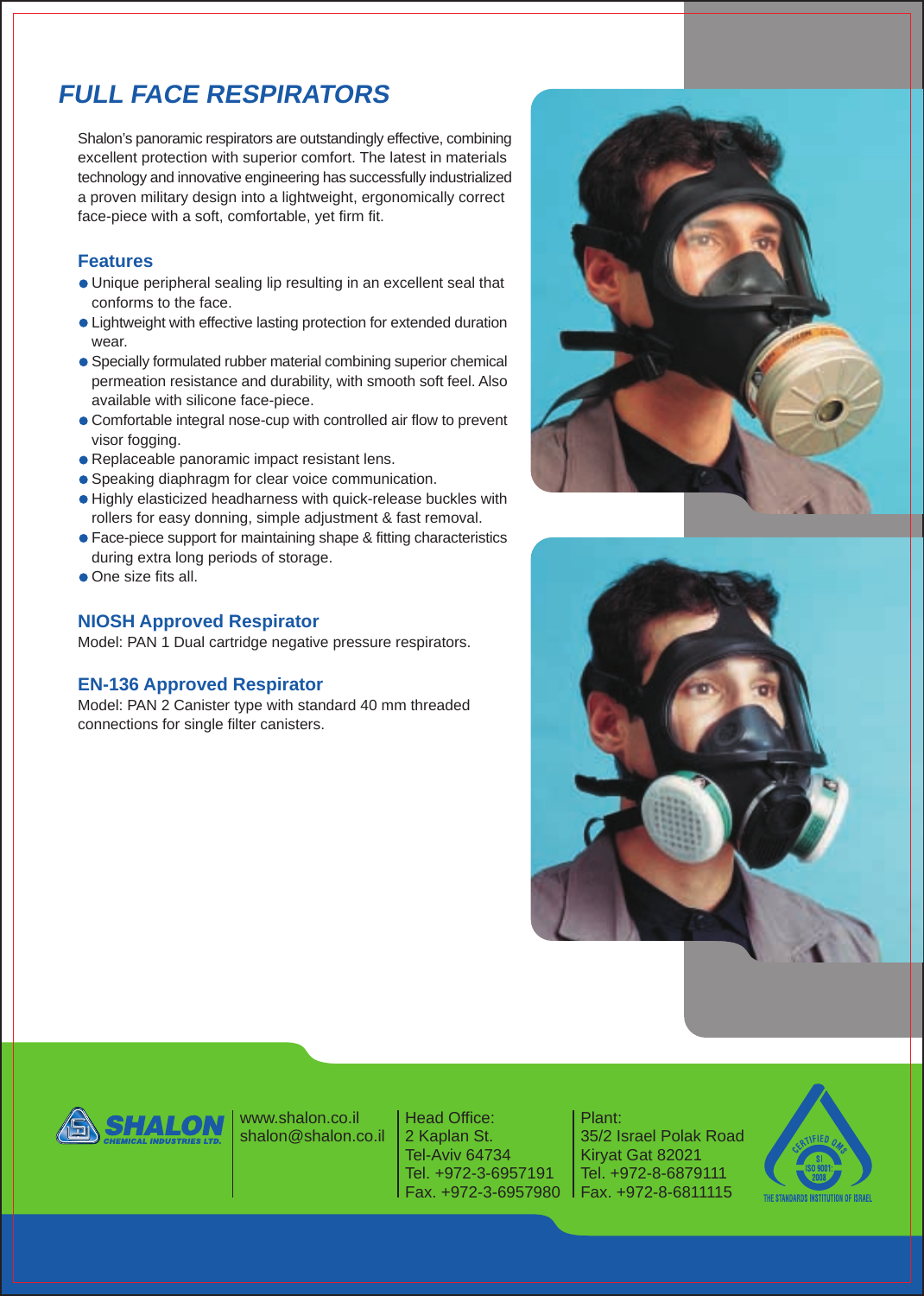# FULL FACE RESPIRATORS

Shalon's panoramic respirators are outstandingly effective, combining excellent protection with superior comfort. The latest in materials technology and innovative engineering has successfully industrialized a proven military design into a lightweight, ergonomically correct face-piece with a soft, comfortable, yet firm fit.

## Features

- Unique peripheral sealing lip resulting in an excellent seal that conforms to the face.
- Lightweight with effective lasting protection for extended duration wear.
- Specially formulated rubber material combining superior chemical permeation resistance and durability, with smooth soft feel. Also available with silicone face-piece.
- Comfortable integral nose-cup with controlled air flow to prevent visor fogging.
- Replaceable panoramic impact resistant lens.
- Speaking diaphragm for clear voice communication.
- Highly elasticized headharness with quick-release buckles with rollers for easy donning, simple adjustment & fast removal.
- Face-piece support for maintaining shape & fitting characteristics during extra long periods of storage.
- One size fits all.

## NIOSH Approved Respirator

Model: PAN 1 Dual cartridge negative pressure respirators.

## EN-136 Approved Respirator

Model: PAN 2 Canister type with standard 40 mm threaded connections for single filter canisters.

SHALON CHEMICAL INDUSTRIES LTD.

www.shalon.co.il
shalon@shalon.co.il

Head Office:
2 Kaplan St.
Tel-Aviv 64734
Tel. +972-3-6957191
Fax. +972-3-6957980

Plant:
35/2 Israel Polak Road
Kiryat Gat 82021
Tel. +972-8-6879111
Fax. +972-8-6811115

CERTIFIED QMS SI ISO 9001:2008 THE STANDARDS INSTITUTION OF ISRAEL